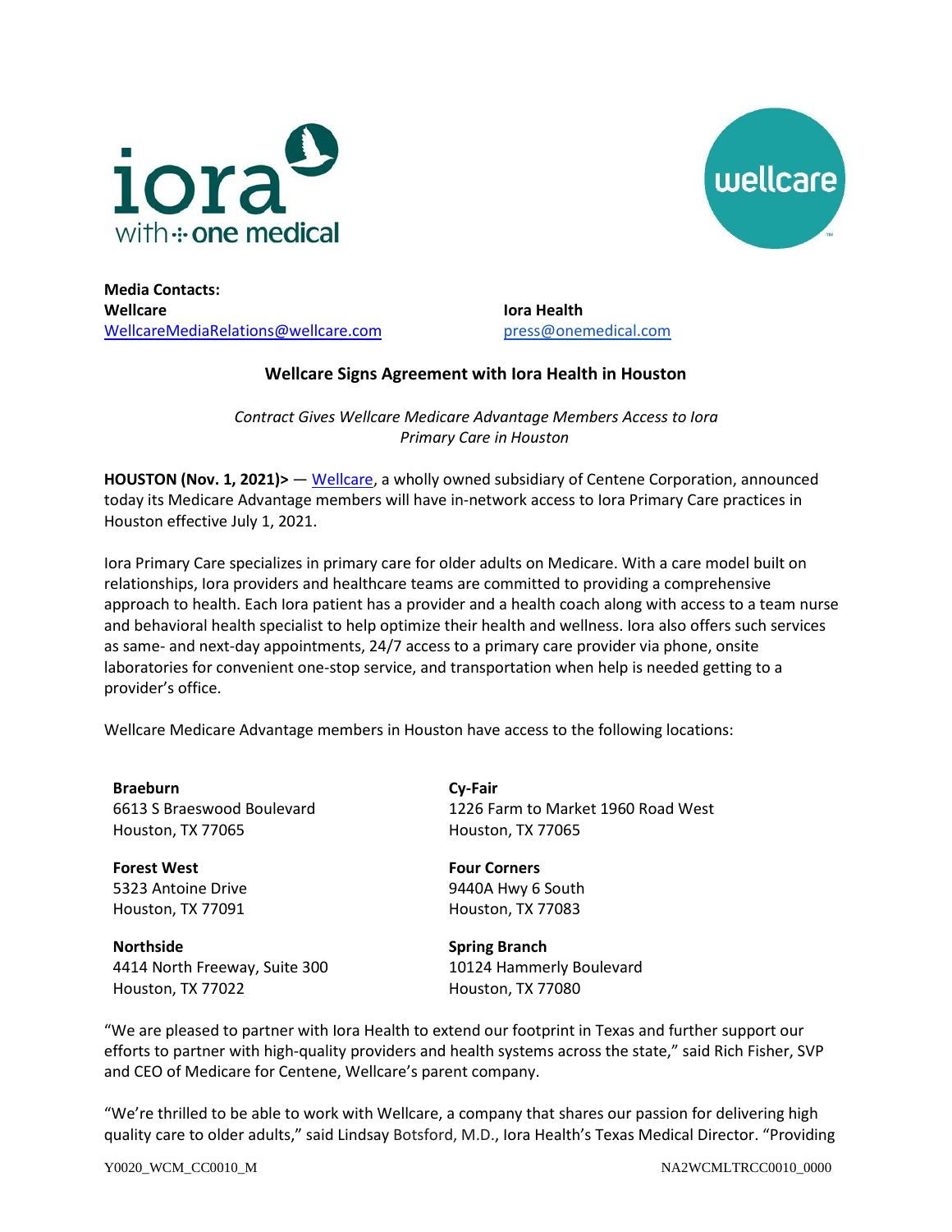**Media Contacts:**

**Wellcare**
WellcareMediaRelations@wellcare.com

**Iora Health**
press@onemedical.com

## Wellcare Signs Agreement with Iora Health in Houston

*Contract Gives Wellcare Medicare Advantage Members Access to Iora Primary Care in Houston*

**HOUSTON (Nov. 1, 2021)>** — Wellcare, a wholly owned subsidiary of Centene Corporation, announced today its Medicare Advantage members will have in-network access to Iora Primary Care practices in Houston effective July 1, 2021.

Iora Primary Care specializes in primary care for older adults on Medicare. With a care model built on relationships, Iora providers and healthcare teams are committed to providing a comprehensive approach to health. Each Iora patient has a provider and a health coach along with access to a team nurse and behavioral health specialist to help optimize their health and wellness. Iora also offers such services as same- and next-day appointments, 24/7 access to a primary care provider via phone, onsite laboratories for convenient one-stop service, and transportation when help is needed getting to a provider's office.

Wellcare Medicare Advantage members in Houston have access to the following locations:

**Braeburn**
6613 S Braeswood Boulevard
Houston, TX 77065

**Cy-Fair**
1226 Farm to Market 1960 Road West
Houston, TX 77065

**Forest West**
5323 Antoine Drive
Houston, TX 77091

**Four Corners**
9440A Hwy 6 South
Houston, TX 77083

**Northside**
4414 North Freeway, Suite 300
Houston, TX 77022

**Spring Branch**
10124 Hammerly Boulevard
Houston, TX 77080

"We are pleased to partner with Iora Health to extend our footprint in Texas and further support our efforts to partner with high-quality providers and health systems across the state," said Rich Fisher, SVP and CEO of Medicare for Centene, Wellcare's parent company.

"We're thrilled to be able to work with Wellcare, a company that shares our passion for delivering high quality care to older adults," said Lindsay Botsford, M.D., Iora Health's Texas Medical Director. "Providing

Y0020_WCM_CC0010_M NA2WCMLTRCC0010_0000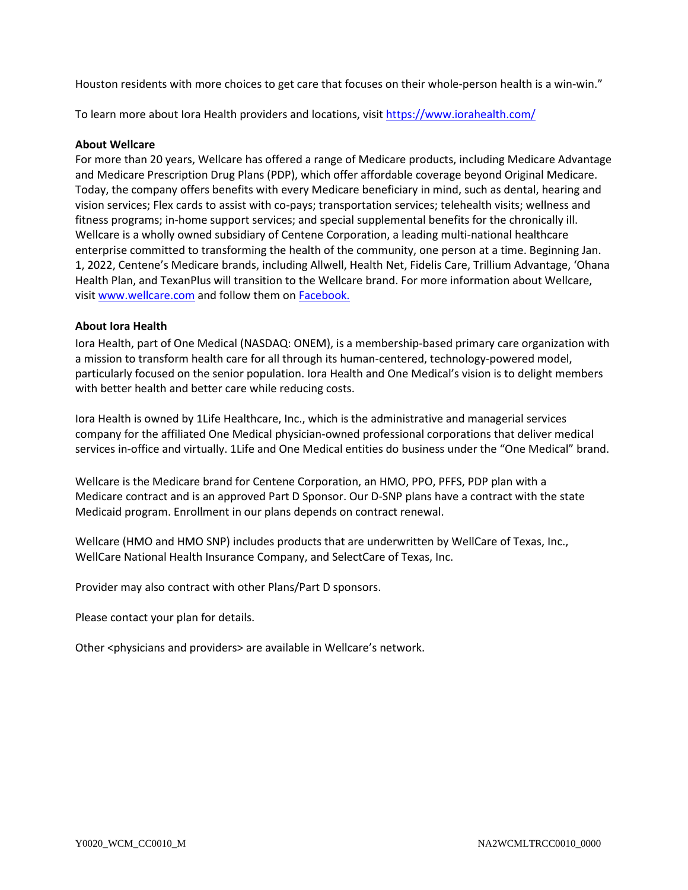Houston residents with more choices to get care that focuses on their whole-person health is a win-win."

To learn more about Iora Health providers and locations, visit [https://www.iorahealth.com/](https://www.iorahealth.com/)

**About Wellcare**

For more than 20 years, Wellcare has offered a range of Medicare products, including Medicare Advantage and Medicare Prescription Drug Plans (PDP), which offer affordable coverage beyond Original Medicare. Today, the company offers benefits with every Medicare beneficiary in mind, such as dental, hearing and vision services; Flex cards to assist with co-pays; transportation services; telehealth visits; wellness and fitness programs; in-home support services; and special supplemental benefits for the chronically ill. Wellcare is a wholly owned subsidiary of Centene Corporation, a leading multi-national healthcare enterprise committed to transforming the health of the community, one person at a time. Beginning Jan. 1, 2022, Centene's Medicare brands, including Allwell, Health Net, Fidelis Care, Trillium Advantage, 'Ohana Health Plan, and TexanPlus will transition to the Wellcare brand. For more information about Wellcare, visit [www.wellcare.com](www.wellcare.com) and follow them on Facebook.

**About Iora Health**

Iora Health, part of One Medical (NASDAQ: ONEM), is a membership-based primary care organization with a mission to transform health care for all through its human-centered, technology-powered model, particularly focused on the senior population. Iora Health and One Medical's vision is to delight members with better health and better care while reducing costs.

Iora Health is owned by 1Life Healthcare, Inc., which is the administrative and managerial services company for the affiliated One Medical physician-owned professional corporations that deliver medical services in-office and virtually. 1Life and One Medical entities do business under the "One Medical" brand.

Wellcare is the Medicare brand for Centene Corporation, an HMO, PPO, PFFS, PDP plan with a Medicare contract and is an approved Part D Sponsor. Our D-SNP plans have a contract with the state Medicaid program. Enrollment in our plans depends on contract renewal.

Wellcare (HMO and HMO SNP) includes products that are underwritten by WellCare of Texas, Inc., WellCare National Health Insurance Company, and SelectCare of Texas, Inc.

Provider may also contract with other Plans/Part D sponsors.

Please contact your plan for details.

Other <physicians and providers> are available in Wellcare's network.

Y0020_WCM_CC0010_M NA2WCMLTRCC0010_0000